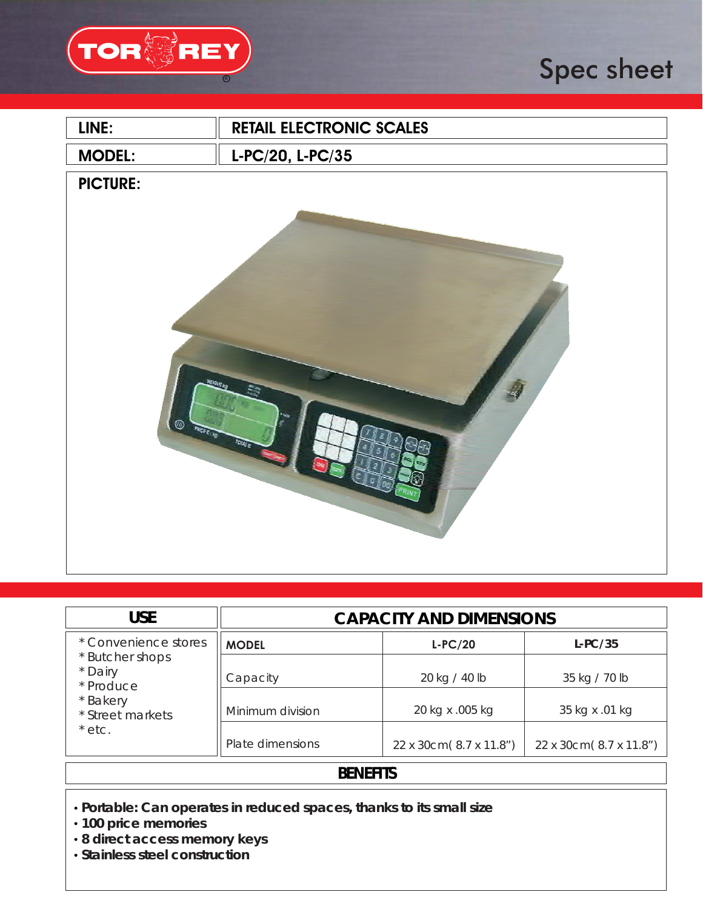# TORREY

## Spec sheet

| LINE: | RETAIL ELECTRONIC SCALES |
|---|---|
| MODEL: | L-PC/20, L-PC/35 |

**PICTURE:**

| USE | CAPACITY AND DIMENSIONS | | |
|---|---|---|---|
| * Convenience stores<br>* Butcher shops<br>* Dairy<br>* Produce<br>* Bakery<br>* Street markets<br>* etc. | **MODEL** | **L-PC/20** | **L-PC/35** |
| | Capacity | 20 kg / 40 lb | 35 kg / 70 lb |
| | Minimum division | 20 kg x .005 kg | 35 kg x .01 kg |
| | Plate dimensions | 22 x 30cm( 8.7 x 11.8") | 22 x 30cm( 8.7 x 11.8") |

## BENEFITS

- **Portable: Can operates in reduced spaces, thanks to its small size**
- **100 price memories**
- **8 direct access memory keys**
- **Stainless steel construction**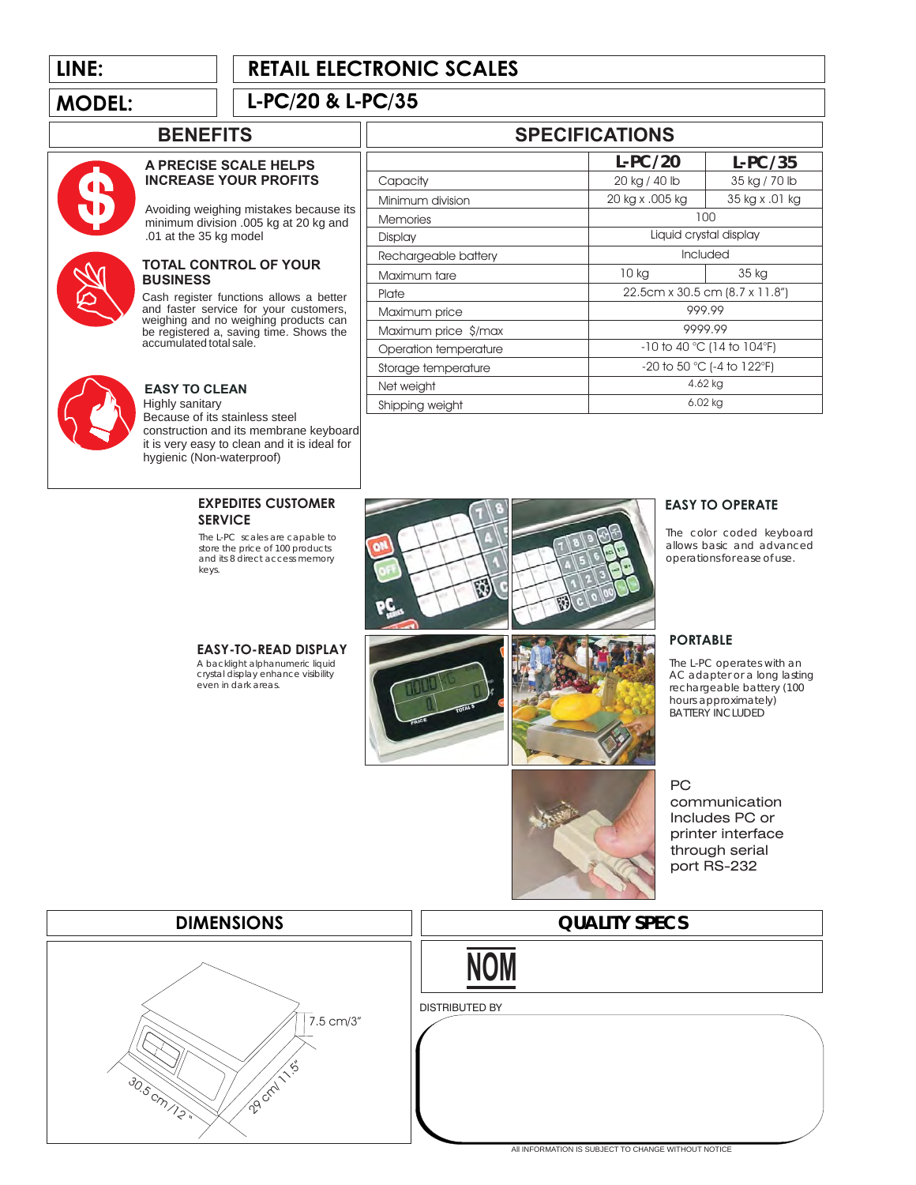| LINE: | RETAIL ELECTRONIC SCALES |
|---|---|
| MODEL: | L-PC/20 & L-PC/35 |

## BENEFITS

### A PRECISE SCALE HELPS INCREASE YOUR PROFITS

Avoiding weighing mistakes because its minimum division .005 kg at 20 kg and .01 at the 35 kg model

### TOTAL CONTROL OF YOUR BUSINESS

Cash register functions allows a better and faster service for your customers, weighing and no weighing products can be registered a, saving time. Shows the accumulated total sale.

### EASY TO CLEAN

Highly sanitary
Because of its stainless steel construction and its membrane keyboard it is very easy to clean and it is ideal for hygienic (Non-waterproof)

## SPECIFICATIONS

| | L-PC/20 | L-PC/35 |
|---|---|---|
| Capacity | 20 kg / 40 lb | 35 kg / 70 lb |
| Minimum division | 20 kg x .005 kg | 35 kg x .01 kg |
| Memories | 100 | |
| Display | Liquid crystal display | |
| Rechargeable battery | Included | |
| Maximum tare | 10 kg | 35 kg |
| Plate | 22.5cm x 30.5 cm (8.7 x 11.8") | |
| Maximum price | 999.99 | |
| Maximum price $/max | 9999.99 | |
| Operation temperature | -10 to 40 °C (14 to 104°F) | |
| Storage temperature | -20 to 50 °C (-4 to 122°F) | |
| Net weight | 4.62 kg | |
| Shipping weight | 6.02 kg | |

### EXPEDITES CUSTOMER SERVICE

The L-PC scales are capable to store the price of 100 products and its 8 direct access memory keys.

### EASY TO OPERATE

The color coded keyboard allows basic and advanced operations for ease of use.

### EASY-TO-READ DISPLAY

A backlight alphanumeric liquid crystal display enhance visibility even in dark areas.

### PORTABLE

The L-PC operates with an AC adapter or a long lasting rechargeable battery (100 hours approximately)
BATTERY INCLUDED

PC communication Includes PC or printer interface through serial port RS-232

## DIMENSIONS

7.5 cm/3"
30.5 cm/12"
29 cm/11.5"

## QUALITY SPECS

NOM

DISTRIBUTED BY

All INFORMATION IS SUBJECT TO CHANGE WITHOUT NOTICE